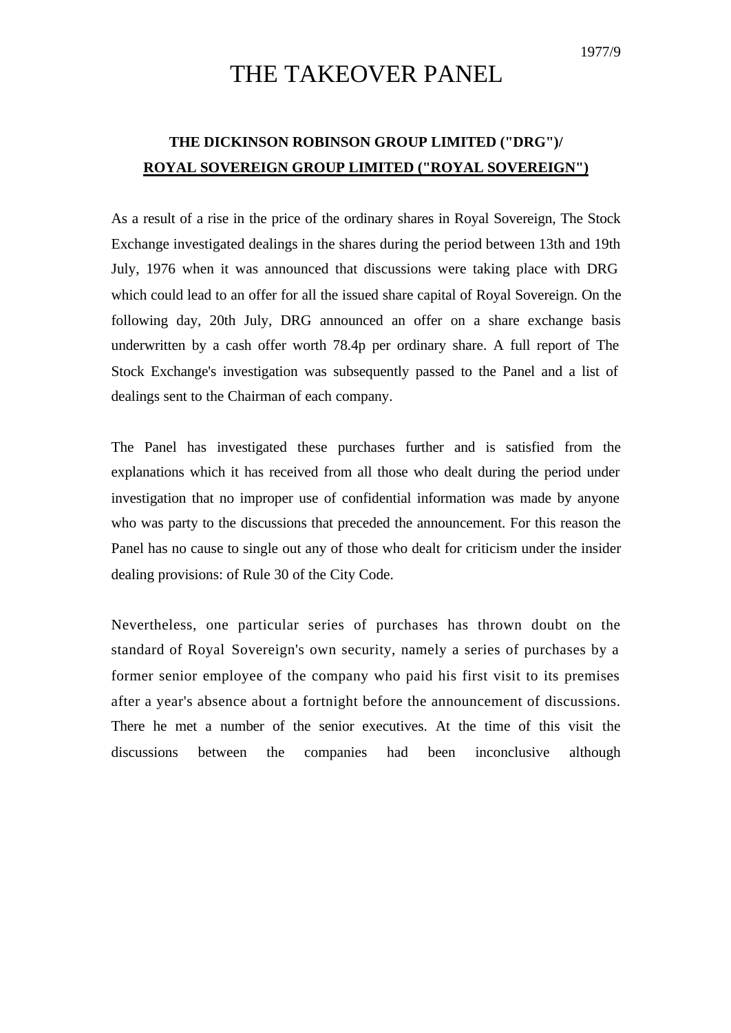1977/9

# THE TAKEOVER PANEL

## THE DICKINSON ROBINSON GROUP LIMITED ("DRG")/ ROYAL SOVEREIGN GROUP LIMITED ("ROYAL SOVEREIGN")

As a result of a rise in the price of the ordinary shares in Royal Sovereign, The Stock Exchange investigated dealings in the shares during the period between 13th and 19th July, 1976 when it was announced that discussions were taking place with DRG which could lead to an offer for all the issued share capital of Royal Sovereign. On the following day, 20th July, DRG announced an offer on a share exchange basis underwritten by a cash offer worth 78.4p per ordinary share. A full report of The Stock Exchange's investigation was subsequently passed to the Panel and a list of dealings sent to the Chairman of each company.

The Panel has investigated these purchases further and is satisfied from the explanations which it has received from all those who dealt during the period under investigation that no improper use of confidential information was made by anyone who was party to the discussions that preceded the announcement. For this reason the Panel has no cause to single out any of those who dealt for criticism under the insider dealing provisions: of Rule 30 of the City Code.

Nevertheless, one particular series of purchases has thrown doubt on the standard of Royal Sovereign's own security, namely a series of purchases by a former senior employee of the company who paid his first visit to its premises after a year's absence about a fortnight before the announcement of discussions. There he met a number of the senior executives. At the time of this visit the discussions between the companies had been inconclusive although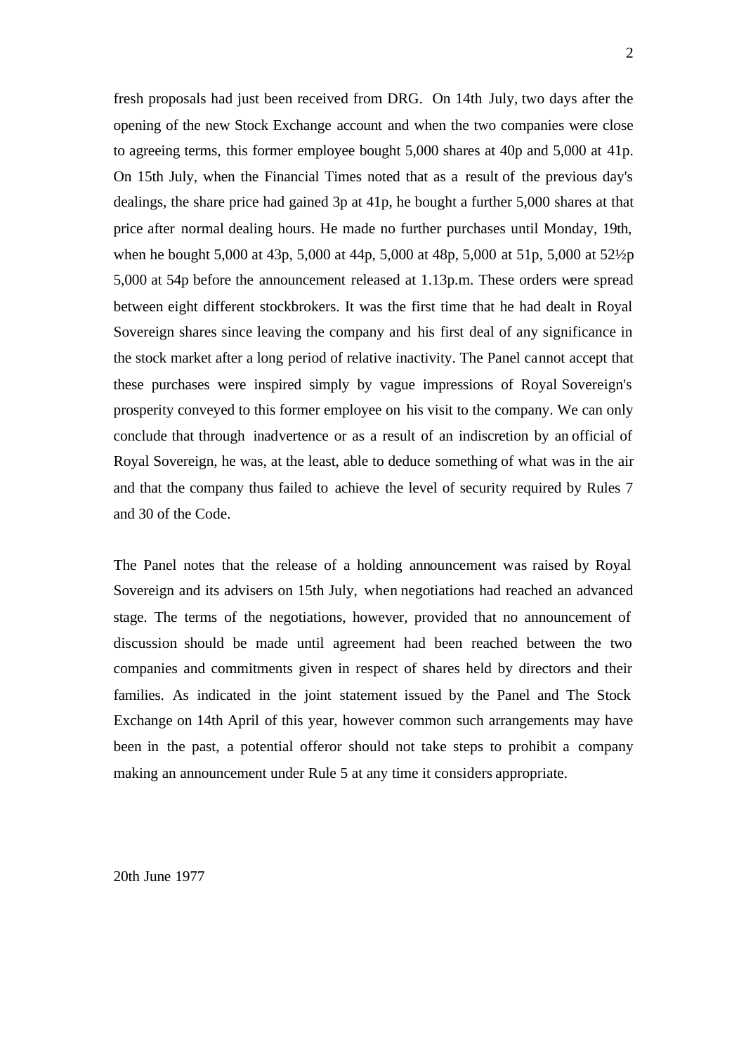fresh proposals had just been received from DRG. On 14th July, two days after the opening of the new Stock Exchange account and when the two companies were close to agreeing terms, this former employee bought 5,000 shares at 40p and 5,000 at 41p. On 15th July, when the Financial Times noted that as a result of the previous day's dealings, the share price had gained 3p at 41p, he bought a further 5,000 shares at that price after normal dealing hours. He made no further purchases until Monday, 19th, when he bought 5,000 at 43p, 5,000 at 44p, 5,000 at 48p, 5,000 at 51p, 5,000 at 52½p 5,000 at 54p before the announcement released at 1.13p.m. These orders were spread between eight different stockbrokers. It was the first time that he had dealt in Royal Sovereign shares since leaving the company and his first deal of any significance in the stock market after a long period of relative inactivity. The Panel cannot accept that these purchases were inspired simply by vague impressions of Royal Sovereign's prosperity conveyed to this former employee on his visit to the company. We can only conclude that through inadvertence or as a result of an indiscretion by an official of Royal Sovereign, he was, at the least, able to deduce something of what was in the air and that the company thus failed to achieve the level of security required by Rules 7 and 30 of the Code.

The Panel notes that the release of a holding announcement was raised by Royal Sovereign and its advisers on 15th July, when negotiations had reached an advanced stage. The terms of the negotiations, however, provided that no announcement of discussion should be made until agreement had been reached between the two companies and commitments given in respect of shares held by directors and their families. As indicated in the joint statement issued by the Panel and The Stock Exchange on 14th April of this year, however common such arrangements may have been in the past, a potential offeror should not take steps to prohibit a company making an announcement under Rule 5 at any time it considers appropriate.

20th June 1977